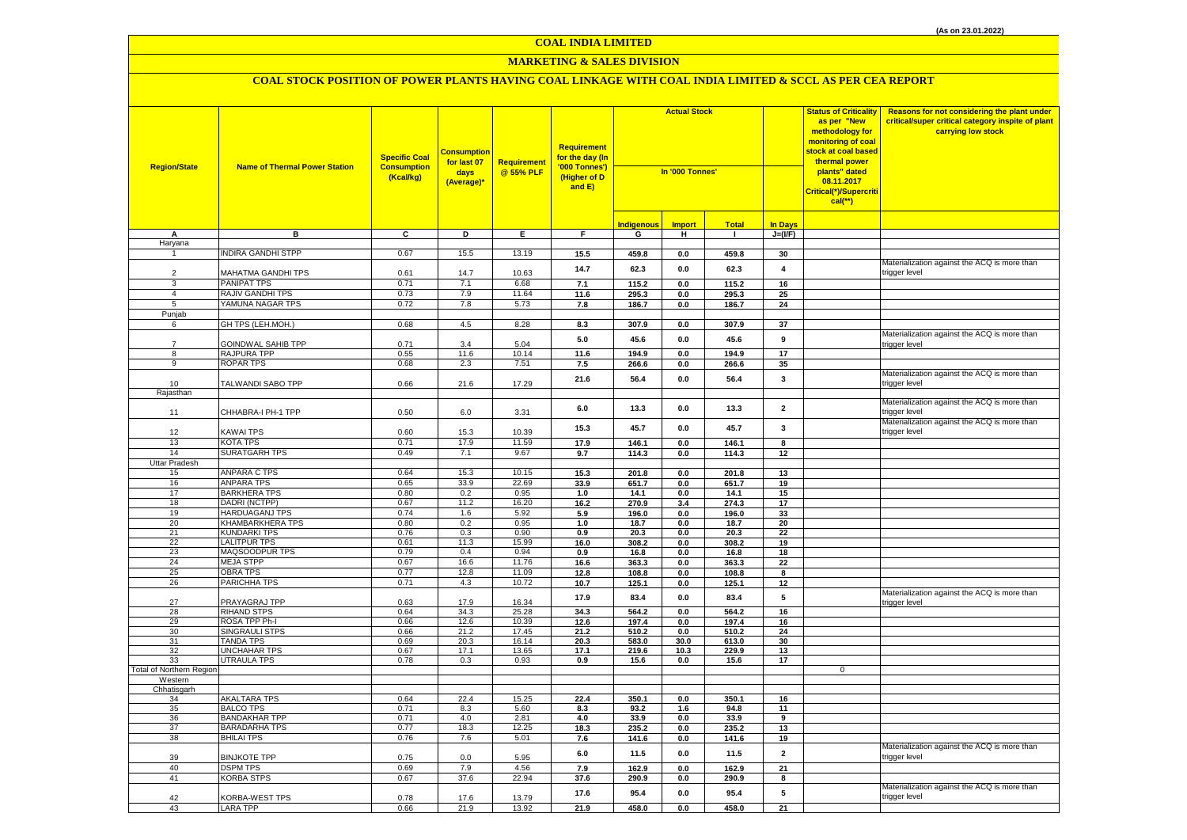(As on 23.01.2022)

# COAL INDIA LIMITED

## MARKETING & SALES DIVISION

### COAL STOCK POSITION OF POWER PLANTS HAVING COAL LINKAGE WITH COAL INDIA LIMITED & SCCL AS PER CEA REPORT

| Region/State | Name of Thermal Power Station | Specific Coal Consumption (Kcal/kg) | Consumption for last 07 days (Average)* | Requirement @ 55% PLF | Requirement for the day (In '000 Tonnes') (Higher of D and E) | Actual Stock In '000 Tonnes' | | | | Status of Criticality as per "New methodology for monitoring of coal stock at coal based thermal power plants" dated 08.11.2017 Critical(*)/Supercritical(**) | Reasons for not considering the plant under critical/super critical category inspite of plant carrying low stock |
|---|---|---|---|---|---|---|---|---|---|---|---|
| | | | | | | Indigenous | Import | Total | In Days | | |
| A | B | C | D | E | F | G | H | I | J=(I/F) | | |
| Haryana | | | | | | | | | | | |
| 1 | INDIRA GANDHI STPP | 0.67 | 15.5 | 13.19 | 15.5 | 459.8 | 0.0 | 459.8 | 30 | | |
| 2 | MAHATMA GANDHI TPS | 0.61 | 14.7 | 10.63 | 14.7 | 62.3 | 0.0 | 62.3 | 4 | | Materialization against the ACQ is more than trigger level |
| 3 | PANIPAT TPS | 0.71 | 7.1 | 6.68 | 7.1 | 115.2 | 0.0 | 115.2 | 16 | | |
| 4 | RAJIV GANDHI TPS | 0.73 | 7.9 | 11.64 | 11.6 | 295.3 | 0.0 | 295.3 | 25 | | |
| 5 | YAMUNA NAGAR TPS | 0.72 | 7.8 | 5.73 | 7.8 | 186.7 | 0.0 | 186.7 | 24 | | |
| Punjab | | | | | | | | | | | |
| 6 | GH TPS (LEH.MOH.) | 0.68 | 4.5 | 8.28 | 8.3 | 307.9 | 0.0 | 307.9 | 37 | | |
| 7 | GOINDWAL SAHIB TPP | 0.71 | 3.4 | 5.04 | 5.0 | 45.6 | 0.0 | 45.6 | 9 | | Materialization against the ACQ is more than trigger level |
| 8 | RAJPURA TPP | 0.55 | 11.6 | 10.14 | 11.6 | 194.9 | 0.0 | 194.9 | 17 | | |
| 9 | ROPAR TPS | 0.68 | 2.3 | 7.51 | 7.5 | 266.6 | 0.0 | 266.6 | 35 | | |
| 10 | TALWANDI SABO TPP | 0.66 | 21.6 | 17.29 | 21.6 | 56.4 | 0.0 | 56.4 | 3 | | Materialization against the ACQ is more than trigger level |
| Rajasthan | | | | | | | | | | | |
| 11 | CHHABRA-I PH-1 TPP | 0.50 | 6.0 | 3.31 | 6.0 | 13.3 | 0.0 | 13.3 | 2 | | Materialization against the ACQ is more than trigger level |
| 12 | KAWAI TPS | 0.60 | 15.3 | 10.39 | 15.3 | 45.7 | 0.0 | 45.7 | 3 | | Materialization against the ACQ is more than trigger level |
| 13 | KOTA TPS | 0.71 | 17.9 | 11.59 | 17.9 | 146.1 | 0.0 | 146.1 | 8 | | |
| 14 | SURATGARH TPS | 0.49 | 7.1 | 9.67 | 9.7 | 114.3 | 0.0 | 114.3 | 12 | | |
| Uttar Pradesh | | | | | | | | | | | |
| 15 | ANPARA C TPS | 0.64 | 15.3 | 10.15 | 15.3 | 201.8 | 0.0 | 201.8 | 13 | | |
| 16 | ANPARA TPS | 0.65 | 33.9 | 22.69 | 33.9 | 651.7 | 0.0 | 651.7 | 19 | | |
| 17 | BARKHERA TPS | 0.80 | 0.2 | 0.95 | 1.0 | 14.1 | 0.0 | 14.1 | 15 | | |
| 18 | DADRI (NCTPP) | 0.67 | 11.2 | 16.20 | 16.2 | 270.9 | 3.4 | 274.3 | 17 | | |
| 19 | HARDUAGANJ TPS | 0.74 | 1.6 | 5.92 | 5.9 | 196.0 | 0.0 | 196.0 | 33 | | |
| 20 | KHAMBARKHERA TPS | 0.80 | 0.2 | 0.95 | 1.0 | 18.7 | 0.0 | 18.7 | 20 | | |
| 21 | KUNDARKI TPS | 0.76 | 0.3 | 0.90 | 0.9 | 20.3 | 0.0 | 20.3 | 22 | | |
| 22 | LALITPUR TPS | 0.61 | 11.3 | 15.99 | 16.0 | 308.2 | 0.0 | 308.2 | 19 | | |
| 23 | MAQSOODPUR TPS | 0.79 | 0.4 | 0.94 | 0.9 | 16.8 | 0.0 | 16.8 | 18 | | |
| 24 | MEJA STPP | 0.67 | 16.6 | 11.76 | 16.6 | 363.3 | 0.0 | 363.3 | 22 | | |
| 25 | OBRA TPS | 0.77 | 12.8 | 11.09 | 12.8 | 108.8 | 0.0 | 108.8 | 8 | | |
| 26 | PARICHHA TPS | 0.71 | 4.3 | 10.72 | 10.7 | 125.1 | 0.0 | 125.1 | 12 | | |
| 27 | PRAYAGRAJ TPP | 0.63 | 17.9 | 16.34 | 17.9 | 83.4 | 0.0 | 83.4 | 5 | | Materialization against the ACQ is more than trigger level |
| 28 | RIHAND STPS | 0.64 | 34.3 | 25.28 | 34.3 | 564.2 | 0.0 | 564.2 | 16 | | |
| 29 | ROSA TPP Ph-I | 0.66 | 12.6 | 10.39 | 12.6 | 197.4 | 0.0 | 197.4 | 16 | | |
| 30 | SINGRAULI STPS | 0.66 | 21.2 | 17.45 | 21.2 | 510.2 | 0.0 | 510.2 | 24 | | |
| 31 | TANDA TPS | 0.69 | 20.3 | 16.14 | 20.3 | 583.0 | 30.0 | 613.0 | 30 | | |
| 32 | UNCHAHAR TPS | 0.67 | 17.1 | 13.65 | 17.1 | 219.6 | 10.3 | 229.9 | 13 | | |
| 33 | UTRAULA TPS | 0.78 | 0.3 | 0.93 | 0.9 | 15.6 | 0.0 | 15.6 | 17 | | |
| Total of Northern Region | | | | | | | | | | 0 | |
| Western | | | | | | | | | | | |
| Chhatisgarh | | | | | | | | | | | |
| 34 | AKALTARA TPS | 0.64 | 22.4 | 15.25 | 22.4 | 350.1 | 0.0 | 350.1 | 16 | | |
| 35 | BALCO TPS | 0.71 | 8.3 | 5.60 | 8.3 | 93.2 | 1.6 | 94.8 | 11 | | |
| 36 | BANDAKHAR TPP | 0.71 | 4.0 | 2.81 | 4.0 | 33.9 | 0.0 | 33.9 | 9 | | |
| 37 | BARADARHA TPS | 0.77 | 18.3 | 12.25 | 18.3 | 235.2 | 0.0 | 235.2 | 13 | | |
| 38 | BHILAI TPS | 0.76 | 7.6 | 5.01 | 7.6 | 141.6 | 0.0 | 141.6 | 19 | | |
| 39 | BINJKOTE TPP | 0.75 | 0.0 | 5.95 | 6.0 | 11.5 | 0.0 | 11.5 | 2 | | Materialization against the ACQ is more than trigger level |
| 40 | DSPM TPS | 0.69 | 7.9 | 4.56 | 7.9 | 162.9 | 0.0 | 162.9 | 21 | | |
| 41 | KORBA STPS | 0.67 | 37.6 | 22.94 | 37.6 | 290.9 | 0.0 | 290.9 | 8 | | |
| 42 | KORBA-WEST TPS | 0.78 | 17.6 | 13.79 | 17.6 | 95.4 | 0.0 | 95.4 | 5 | | Materialization against the ACQ is more than trigger level |
| 43 | LARA TPP | 0.66 | 21.9 | 13.92 | 21.9 | 458.0 | 0.0 | 458.0 | 21 | | |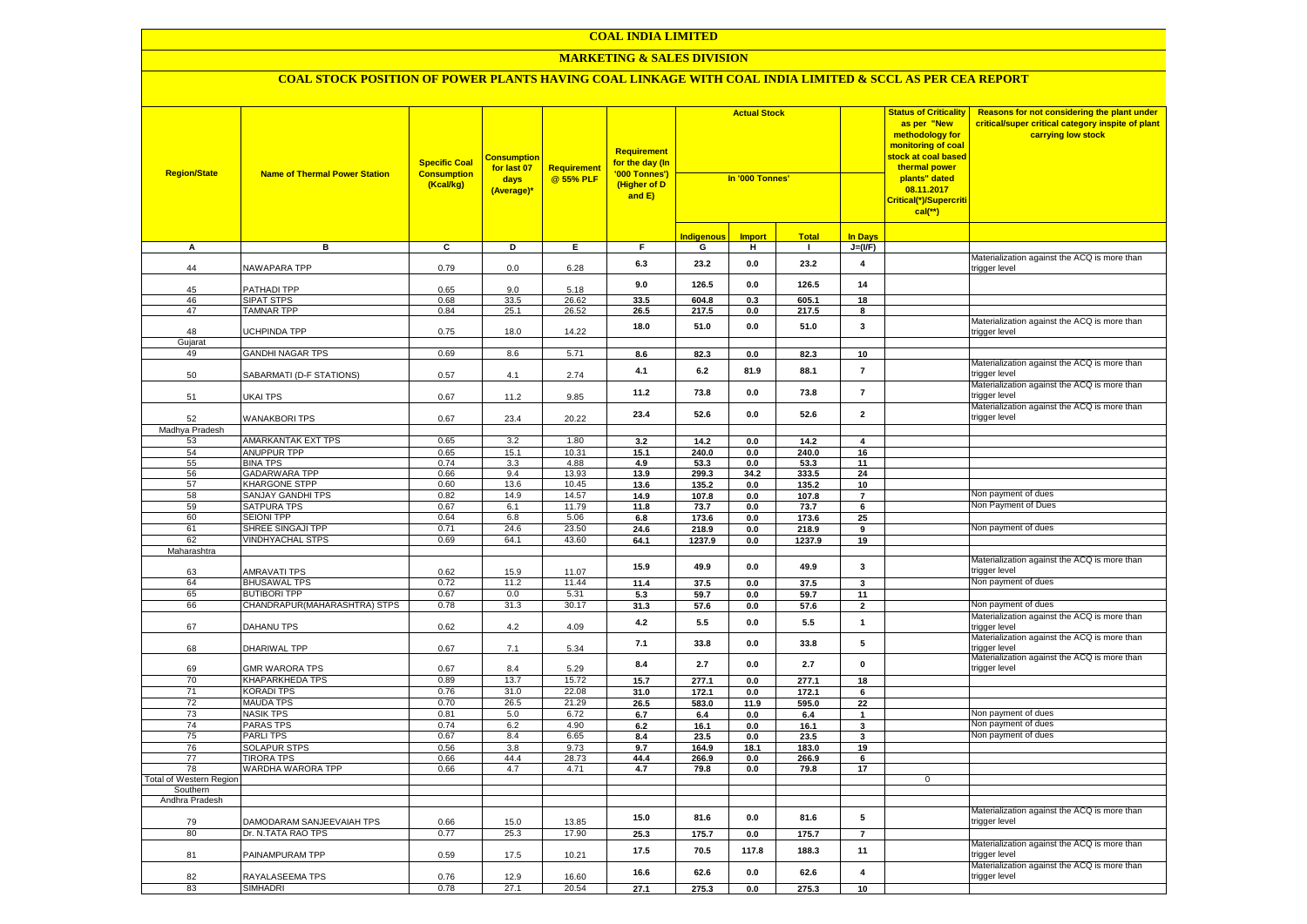# COAL INDIA LIMITED

## MARKETING & SALES DIVISION

### COAL STOCK POSITION OF POWER PLANTS HAVING COAL LINKAGE WITH COAL INDIA LIMITED & SCCL AS PER CEA REPORT

| Region/State | Name of Thermal Power Station | Specific Coal Consumption (Kcal/kg) | Consumption for last 07 days (Average)* | Requirement @ 55% PLF | Requirement for the day (In '000 Tonnes') (Higher of D and E) | Actual Stock In '000 Tonnes' | | | | Status of Criticality as per "New methodology for monitoring of coal stock at coal based thermal power plants" dated 08.11.2017 Critical(*)/Supercritical(**) | Reasons for not considering the plant under critical/super critical category inspite of plant carrying low stock |
|---|---|---|---|---|---|---|---|---|---|---|---|
| | | | | | | Indigenous | Import | Total | In Days | | |
| A | B | C | D | E | F | G | H | I | J=(I/F) | | |
| 44 | NAWAPARA TPP | 0.79 | 0.0 | 6.28 | 6.3 | 23.2 | 0.0 | 23.2 | 4 | | Materialization against the ACQ is more than trigger level |
| 45 | PATHADI TPP | 0.65 | 9.0 | 5.18 | 9.0 | 126.5 | 0.0 | 126.5 | 14 | | |
| 46 | SIPAT STPS | 0.68 | 33.5 | 26.62 | 33.5 | 604.8 | 0.3 | 605.1 | 18 | | |
| 47 | TAMNAR TPP | 0.84 | 25.1 | 26.52 | 26.5 | 217.5 | 0.0 | 217.5 | 8 | | |
| 48 | UCHPINDA TPP | 0.75 | 18.0 | 14.22 | 18.0 | 51.0 | 0.0 | 51.0 | 3 | | Materialization against the ACQ is more than trigger level |
| Gujarat | | | | | | | | | | | |
| 49 | GANDHI NAGAR TPS | 0.69 | 8.6 | 5.71 | 8.6 | 82.3 | 0.0 | 82.3 | 10 | | |
| 50 | SABARMATI (D-F STATIONS) | 0.57 | 4.1 | 2.74 | 4.1 | 6.2 | 81.9 | 88.1 | 7 | | Materialization against the ACQ is more than trigger level |
| 51 | UKAI TPS | 0.67 | 11.2 | 9.85 | 11.2 | 73.8 | 0.0 | 73.8 | 7 | | Materialization against the ACQ is more than trigger level |
| 52 | WANAKBORI TPS | 0.67 | 23.4 | 20.22 | 23.4 | 52.6 | 0.0 | 52.6 | 2 | | Materialization against the ACQ is more than trigger level |
| Madhya Pradesh | | | | | | | | | | | |
| 53 | AMARKANTAK EXT TPS | 0.65 | 3.2 | 1.80 | 3.2 | 14.2 | 0.0 | 14.2 | 4 | | |
| 54 | ANUPPUR TPP | 0.65 | 15.1 | 10.31 | 15.1 | 240.0 | 0.0 | 240.0 | 16 | | |
| 55 | BINA TPS | 0.74 | 3.3 | 4.88 | 4.9 | 53.3 | 0.0 | 53.3 | 11 | | |
| 56 | GADARWARA TPP | 0.66 | 9.4 | 13.93 | 13.9 | 299.3 | 34.2 | 333.5 | 24 | | |
| 57 | KHARGONE STPP | 0.60 | 13.6 | 10.45 | 13.6 | 135.2 | 0.0 | 135.2 | 10 | | |
| 58 | SANJAY GANDHI TPS | 0.82 | 14.9 | 14.57 | 14.9 | 107.8 | 0.0 | 107.8 | 7 | | Non payment of dues |
| 59 | SATPURA TPS | 0.67 | 6.1 | 11.79 | 11.8 | 73.7 | 0.0 | 73.7 | 6 | | Non Payment of Dues |
| 60 | SEIONI TPP | 0.64 | 6.8 | 5.06 | 6.8 | 173.6 | 0.0 | 173.6 | 25 | | |
| 61 | SHREE SINGAJI TPP | 0.71 | 24.6 | 23.50 | 24.6 | 218.9 | 0.0 | 218.9 | 9 | | Non payment of dues |
| 62 | VINDHYACHAL STPS | 0.69 | 64.1 | 43.60 | 64.1 | 1237.9 | 0.0 | 1237.9 | 19 | | |
| Maharashtra | | | | | | | | | | | |
| 63 | AMRAVATI TPS | 0.62 | 15.9 | 11.07 | 15.9 | 49.9 | 0.0 | 49.9 | 3 | | Materialization against the ACQ is more than trigger level |
| 64 | BHUSAWAL TPS | 0.72 | 11.2 | 11.44 | 11.4 | 37.5 | 0.0 | 37.5 | 3 | | Non payment of dues |
| 65 | BUTIBORI TPP | 0.67 | 0.0 | 5.31 | 5.3 | 59.7 | 0.0 | 59.7 | 11 | | |
| 66 | CHANDRAPUR(MAHARASHTRA) STPS | 0.78 | 31.3 | 30.17 | 31.3 | 57.6 | 0.0 | 57.6 | 2 | | Non payment of dues |
| 67 | DAHANU TPS | 0.62 | 4.2 | 4.09 | 4.2 | 5.5 | 0.0 | 5.5 | 1 | | Materialization against the ACQ is more than trigger level |
| 68 | DHARIWAL TPP | 0.67 | 7.1 | 5.34 | 7.1 | 33.8 | 0.0 | 33.8 | 5 | | Materialization against the ACQ is more than trigger level |
| 69 | GMR WARORA TPS | 0.67 | 8.4 | 5.29 | 8.4 | 2.7 | 0.0 | 2.7 | 0 | | Materialization against the ACQ is more than trigger level |
| 70 | KHAPARKHEDA TPS | 0.89 | 13.7 | 15.72 | 15.7 | 277.1 | 0.0 | 277.1 | 18 | | |
| 71 | KORADI TPS | 0.76 | 31.0 | 22.08 | 31.0 | 172.1 | 0.0 | 172.1 | 6 | | |
| 72 | MAUDA TPS | 0.70 | 26.5 | 21.29 | 26.5 | 583.0 | 11.9 | 595.0 | 22 | | |
| 73 | NASIK TPS | 0.81 | 5.0 | 6.72 | 6.7 | 6.4 | 0.0 | 6.4 | 1 | | Non payment of dues |
| 74 | PARAS TPS | 0.74 | 6.2 | 4.90 | 6.2 | 16.1 | 0.0 | 16.1 | 3 | | Non payment of dues |
| 75 | PARLI TPS | 0.67 | 8.4 | 6.65 | 8.4 | 23.5 | 0.0 | 23.5 | 3 | | Non payment of dues |
| 76 | SOLAPUR STPS | 0.56 | 3.8 | 9.73 | 9.7 | 164.9 | 18.1 | 183.0 | 19 | | |
| 77 | TIRORA TPS | 0.66 | 44.4 | 28.73 | 44.4 | 266.9 | 0.0 | 266.9 | 6 | | |
| 78 | WARDHA WARORA TPP | 0.66 | 4.7 | 4.71 | 4.7 | 79.8 | 0.0 | 79.8 | 17 | | |
| Total of Western Region | | | | | | | | | | 0 | |
| Southern | | | | | | | | | | | |
| Andhra Pradesh | | | | | | | | | | | |
| 79 | DAMODARAM SANJEEVAIAH TPS | 0.66 | 15.0 | 13.85 | 15.0 | 81.6 | 0.0 | 81.6 | 5 | | Materialization against the ACQ is more than trigger level |
| 80 | Dr. N.TATA RAO TPS | 0.77 | 25.3 | 17.90 | 25.3 | 175.7 | 0.0 | 175.7 | 7 | | |
| 81 | PAINAMPURAM TPP | 0.59 | 17.5 | 10.21 | 17.5 | 70.5 | 117.8 | 188.3 | 11 | | Materialization against the ACQ is more than trigger level |
| 82 | RAYALASEEMA TPS | 0.76 | 12.9 | 16.60 | 16.6 | 62.6 | 0.0 | 62.6 | 4 | | Materialization against the ACQ is more than trigger level |
| 83 | SIMHADRI | 0.78 | 27.1 | 20.54 | 27.1 | 275.3 | 0.0 | 275.3 | 10 | | |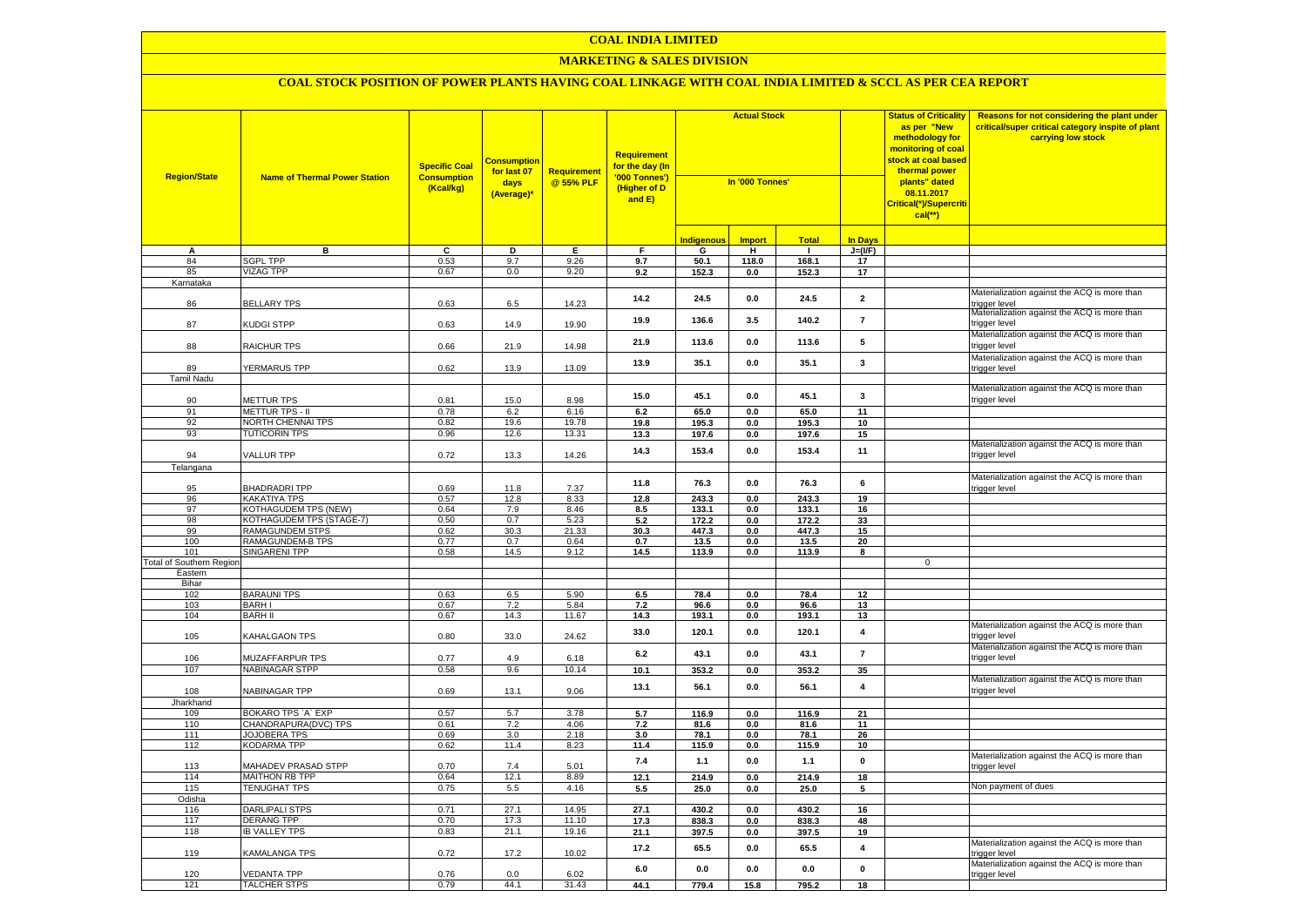# COAL INDIA LIMITED

## MARKETING & SALES DIVISION

### COAL STOCK POSITION OF POWER PLANTS HAVING COAL LINKAGE WITH COAL INDIA LIMITED & SCCL AS PER CEA REPORT

| Region/State | Name of Thermal Power Station | Specific Coal Consumption (Kcal/kg) | Consumption for last 07 days (Average)* | Requirement @ 55% PLF | Requirement for the day (In '000 Tonnes') (Higher of D and E) | Actual Stock In '000 Tonnes' | | | | Status of Criticality as per "New methodology for monitoring of coal stock at coal based thermal power plants" dated 08.11.2017 Critical(*)/Supercritical(**) | Reasons for not considering the plant under critical/super critical category inspite of plant carrying low stock |
|---|---|---|---|---|---|---|---|---|---|---|---|
| | | | | | | Indigenous | Import | Total | In Days | | |
| A | B | C | D | E | F | G | H | I | J=(I/F) | | |
| 84 | SGPL TPP | 0.53 | 9.7 | 9.26 | 9.7 | 50.1 | 118.0 | 168.1 | 17 | | |
| 85 | VIZAG TPP | 0.67 | 0.0 | 9.20 | 9.2 | 152.3 | 0.0 | 152.3 | 17 | | |
| Karnataka | | | | | | | | | | | |
| 86 | BELLARY TPS | 0.63 | 6.5 | 14.23 | 14.2 | 24.5 | 0.0 | 24.5 | 2 | | Materialization against the ACQ is more than trigger level |
| 87 | KUDGI STPP | 0.63 | 14.9 | 19.90 | 19.9 | 136.6 | 3.5 | 140.2 | 7 | | Materialization against the ACQ is more than trigger level |
| 88 | RAICHUR TPS | 0.66 | 21.9 | 14.98 | 21.9 | 113.6 | 0.0 | 113.6 | 5 | | Materialization against the ACQ is more than trigger level |
| 89 | YERMARUS TPP | 0.62 | 13.9 | 13.09 | 13.9 | 35.1 | 0.0 | 35.1 | 3 | | Materialization against the ACQ is more than trigger level |
| Tamil Nadu | | | | | | | | | | | |
| 90 | METTUR TPS | 0.81 | 15.0 | 8.98 | 15.0 | 45.1 | 0.0 | 45.1 | 3 | | Materialization against the ACQ is more than trigger level |
| 91 | METTUR TPS - II | 0.78 | 6.2 | 6.16 | 6.2 | 65.0 | 0.0 | 65.0 | 11 | | |
| 92 | NORTH CHENNAI TPS | 0.82 | 19.6 | 19.78 | 19.8 | 195.3 | 0.0 | 195.3 | 10 | | |
| 93 | TUTICORIN TPS | 0.96 | 12.6 | 13.31 | 13.3 | 197.6 | 0.0 | 197.6 | 15 | | |
| 94 | VALLUR TPP | 0.72 | 13.3 | 14.26 | 14.3 | 153.4 | 0.0 | 153.4 | 11 | | Materialization against the ACQ is more than trigger level |
| Telangana | | | | | | | | | | | |
| 95 | BHADRADRI TPP | 0.69 | 11.8 | 7.37 | 11.8 | 76.3 | 0.0 | 76.3 | 6 | | Materialization against the ACQ is more than trigger level |
| 96 | KAKATIYA TPS | 0.57 | 12.8 | 8.33 | 12.8 | 243.3 | 0.0 | 243.3 | 19 | | |
| 97 | KOTHAGUDEM TPS (NEW) | 0.64 | 7.9 | 8.46 | 8.5 | 133.1 | 0.0 | 133.1 | 16 | | |
| 98 | KOTHAGUDEM TPS (STAGE-7) | 0.50 | 0.7 | 5.23 | 5.2 | 172.2 | 0.0 | 172.2 | 33 | | |
| 99 | RAMAGUNDEM STPS | 0.62 | 30.3 | 21.33 | 30.3 | 447.3 | 0.0 | 447.3 | 15 | | |
| 100 | RAMAGUNDEM-B TPS | 0.77 | 0.7 | 0.64 | 0.7 | 13.5 | 0.0 | 13.5 | 20 | | |
| 101 | SINGARENI TPP | 0.58 | 14.5 | 9.12 | 14.5 | 113.9 | 0.0 | 113.9 | 8 | | |
| Total of Southern Region | | | | | | | | | | 0 | |
| Eastern | | | | | | | | | | | |
| Bihar | | | | | | | | | | | |
| 102 | BARAUNI TPS | 0.63 | 6.5 | 5.90 | 6.5 | 78.4 | 0.0 | 78.4 | 12 | | |
| 103 | BARH I | 0.67 | 7.2 | 5.84 | 7.2 | 96.6 | 0.0 | 96.6 | 13 | | |
| 104 | BARH II | 0.67 | 14.3 | 11.67 | 14.3 | 193.1 | 0.0 | 193.1 | 13 | | |
| 105 | KAHALGAON TPS | 0.80 | 33.0 | 24.62 | 33.0 | 120.1 | 0.0 | 120.1 | 4 | | Materialization against the ACQ is more than trigger level |
| 106 | MUZAFFARPUR TPS | 0.77 | 4.9 | 6.18 | 6.2 | 43.1 | 0.0 | 43.1 | 7 | | Materialization against the ACQ is more than trigger level |
| 107 | NABINAGAR STPP | 0.58 | 9.6 | 10.14 | 10.1 | 353.2 | 0.0 | 353.2 | 35 | | |
| 108 | NABINAGAR TPP | 0.69 | 13.1 | 9.06 | 13.1 | 56.1 | 0.0 | 56.1 | 4 | | Materialization against the ACQ is more than trigger level |
| Jharkhand | | | | | | | | | | | |
| 109 | BOKARO TPS `A` EXP | 0.57 | 5.7 | 3.78 | 5.7 | 116.9 | 0.0 | 116.9 | 21 | | |
| 110 | CHANDRAPURA(DVC) TPS | 0.61 | 7.2 | 4.06 | 7.2 | 81.6 | 0.0 | 81.6 | 11 | | |
| 111 | JOJOBERA TPS | 0.69 | 3.0 | 2.18 | 3.0 | 78.1 | 0.0 | 78.1 | 26 | | |
| 112 | KODARMA TPP | 0.62 | 11.4 | 8.23 | 11.4 | 115.9 | 0.0 | 115.9 | 10 | | |
| 113 | MAHADEV PRASAD STPP | 0.70 | 7.4 | 5.01 | 7.4 | 1.1 | 0.0 | 1.1 | 0 | | Materialization against the ACQ is more than trigger level |
| 114 | MAITHON RB TPP | 0.64 | 12.1 | 8.89 | 12.1 | 214.9 | 0.0 | 214.9 | 18 | | |
| 115 | TENUGHAT TPS | 0.75 | 5.5 | 4.16 | 5.5 | 25.0 | 0.0 | 25.0 | 5 | | Non payment of dues |
| Odisha | | | | | | | | | | | |
| 116 | DARLIPALI STPS | 0.71 | 27.1 | 14.95 | 27.1 | 430.2 | 0.0 | 430.2 | 16 | | |
| 117 | DERANG TPP | 0.70 | 17.3 | 11.10 | 17.3 | 838.3 | 0.0 | 838.3 | 48 | | |
| 118 | IB VALLEY TPS | 0.83 | 21.1 | 19.16 | 21.1 | 397.5 | 0.0 | 397.5 | 19 | | |
| 119 | KAMALANGA TPS | 0.72 | 17.2 | 10.02 | 17.2 | 65.5 | 0.0 | 65.5 | 4 | | Materialization against the ACQ is more than trigger level |
| 120 | VEDANTA TPP | 0.76 | 0.0 | 6.02 | 6.0 | 0.0 | 0.0 | 0.0 | 0 | | Materialization against the ACQ is more than trigger level |
| 121 | TALCHER STPS | 0.79 | 44.1 | 31.43 | 44.1 | 779.4 | 15.8 | 795.2 | 18 | | |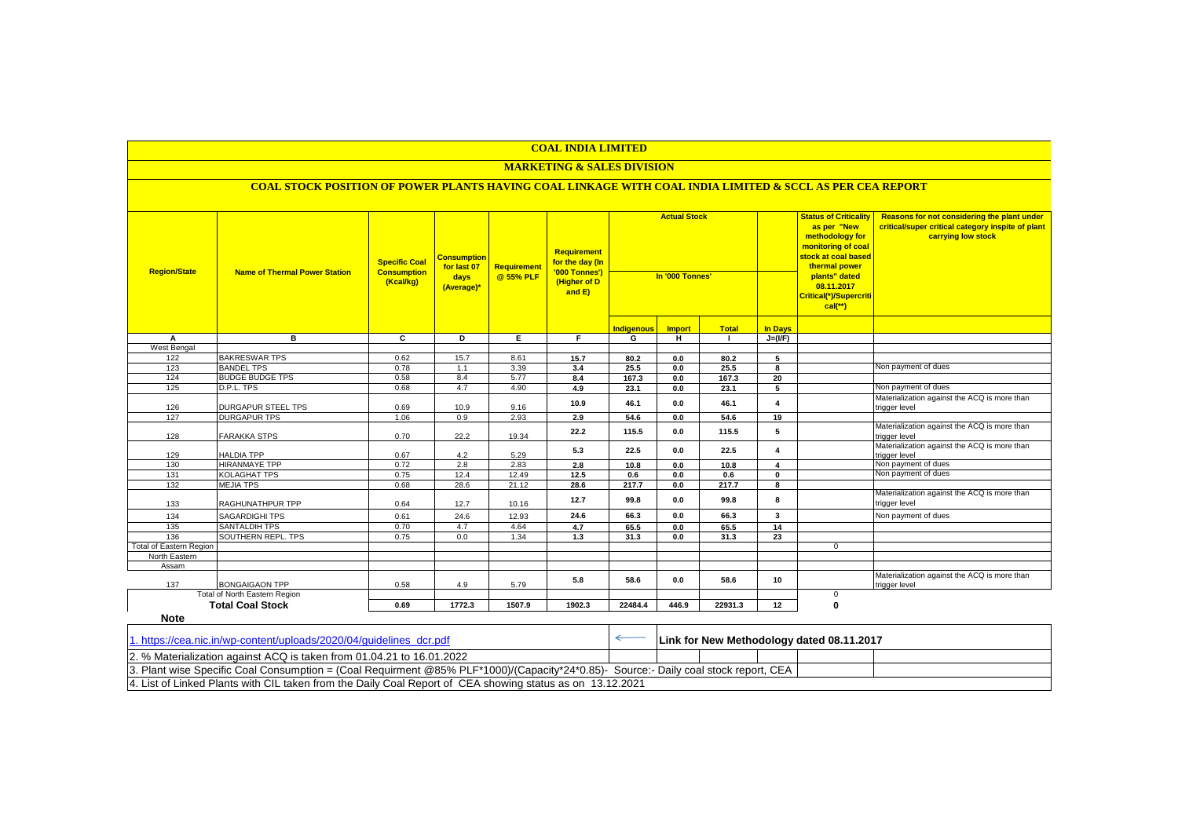# COAL INDIA LIMITED

## MARKETING & SALES DIVISION

### COAL STOCK POSITION OF POWER PLANTS HAVING COAL LINKAGE WITH COAL INDIA LIMITED & SCCL AS PER CEA REPORT

| Region/State | Name of Thermal Power Station | Specific Coal Consumption (Kcal/kg) | Consumption for last 07 days (Average)* | Requirement @ 55% PLF | Requirement for the day (In '000 Tonnes') (Higher of D and E) | Actual Stock In '000 Tonnes' | | | | Status of Criticality as per "New methodology for monitoring of coal stock at coal based thermal power plants" dated 08.11.2017 Critical(*)/Supercritical(**) | Reasons for not considering the plant under critical/super critical category inspite of plant carrying low stock |
|---|---|---|---|---|---|---|---|---|---|---|---|
| | | | | | | Indigenous | Import | Total | In Days | | |
| A | B | C | D | E | F | G | H | I | J=(I/F) | | |
| West Bengal | | | | | | | | | | | |
| 122 | BAKRESWAR TPS | 0.62 | 15.7 | 8.61 | 15.7 | 80.2 | 0.0 | 80.2 | 5 | | |
| 123 | BANDEL TPS | 0.78 | 1.1 | 3.39 | 3.4 | 25.5 | 0.0 | 25.5 | 8 | | Non payment of dues |
| 124 | BUDGE BUDGE TPS | 0.58 | 8.4 | 5.77 | 8.4 | 167.3 | 0.0 | 167.3 | 20 | | |
| 125 | D.P.L. TPS | 0.68 | 4.7 | 4.90 | 4.9 | 23.1 | 0.0 | 23.1 | 5 | | Non payment of dues |
| 126 | DURGAPUR STEEL TPS | 0.69 | 10.9 | 9.16 | 10.9 | 46.1 | 0.0 | 46.1 | 4 | | Materialization against the ACQ is more than trigger level |
| 127 | DURGAPUR TPS | 1.06 | 0.9 | 2.93 | 2.9 | 54.6 | 0.0 | 54.6 | 19 | | |
| 128 | FARAKKA STPS | 0.70 | 22.2 | 19.34 | 22.2 | 115.5 | 0.0 | 115.5 | 5 | | Materialization against the ACQ is more than trigger level |
| 129 | HALDIA TPP | 0.67 | 4.2 | 5.29 | 5.3 | 22.5 | 0.0 | 22.5 | 4 | | Materialization against the ACQ is more than trigger level |
| 130 | HIRANMAYE TPP | 0.72 | 2.8 | 2.83 | 2.8 | 10.8 | 0.0 | 10.8 | 4 | | Non payment of dues |
| 131 | KOLAGHAT TPS | 0.75 | 12.4 | 12.49 | 12.5 | 0.6 | 0.0 | 0.6 | 0 | | Non payment of dues |
| 132 | MEJIA TPS | 0.68 | 28.6 | 21.12 | 28.6 | 217.7 | 0.0 | 217.7 | 8 | | |
| 133 | RAGHUNATHPUR TPP | 0.64 | 12.7 | 10.16 | 12.7 | 99.8 | 0.0 | 99.8 | 8 | | Materialization against the ACQ is more than trigger level |
| 134 | SAGARDIGHI TPS | 0.61 | 24.6 | 12.93 | 24.6 | 66.3 | 0.0 | 66.3 | 3 | | Non payment of dues |
| 135 | SANTALDIH TPS | 0.70 | 4.7 | 4.64 | 4.7 | 65.5 | 0.0 | 65.5 | 14 | | |
| 136 | SOUTHERN REPL. TPS | 0.75 | 0.0 | 1.34 | 1.3 | 31.3 | 0.0 | 31.3 | 23 | | |
| Total of Eastern Region | | | | | | | | | | 0 | |
| North Eastern | | | | | | | | | | | |
| Assam | | | | | | | | | | | |
| 137 | BONGAIGAON TPP | 0.58 | 4.9 | 5.79 | 5.8 | 58.6 | 0.0 | 58.6 | 10 | | Materialization against the ACQ is more than trigger level |
| Total of North Eastern Region | | | | | | | | | | 0 | |
| Total Coal Stock | | 0.69 | 1772.3 | 1507.9 | 1902.3 | 22484.4 | 446.9 | 22931.3 | 12 | 0 | |

**Note**

1. https://cea.nic.in/wp-content/uploads/2020/04/guidelines_dcr.pdf ⟵ Link for New Methodology dated 08.11.2017
2. % Materialization against ACQ is taken from 01.04.21 to 16.01.2022
3. Plant wise Specific Coal Consumption = (Coal Requirment @85% PLF*1000)/(Capacity*24*0.85)- Source:- Daily coal stock report, CEA
4. List of Linked Plants with CIL taken from the Daily Coal Report of CEA showing status as on 13.12.2021